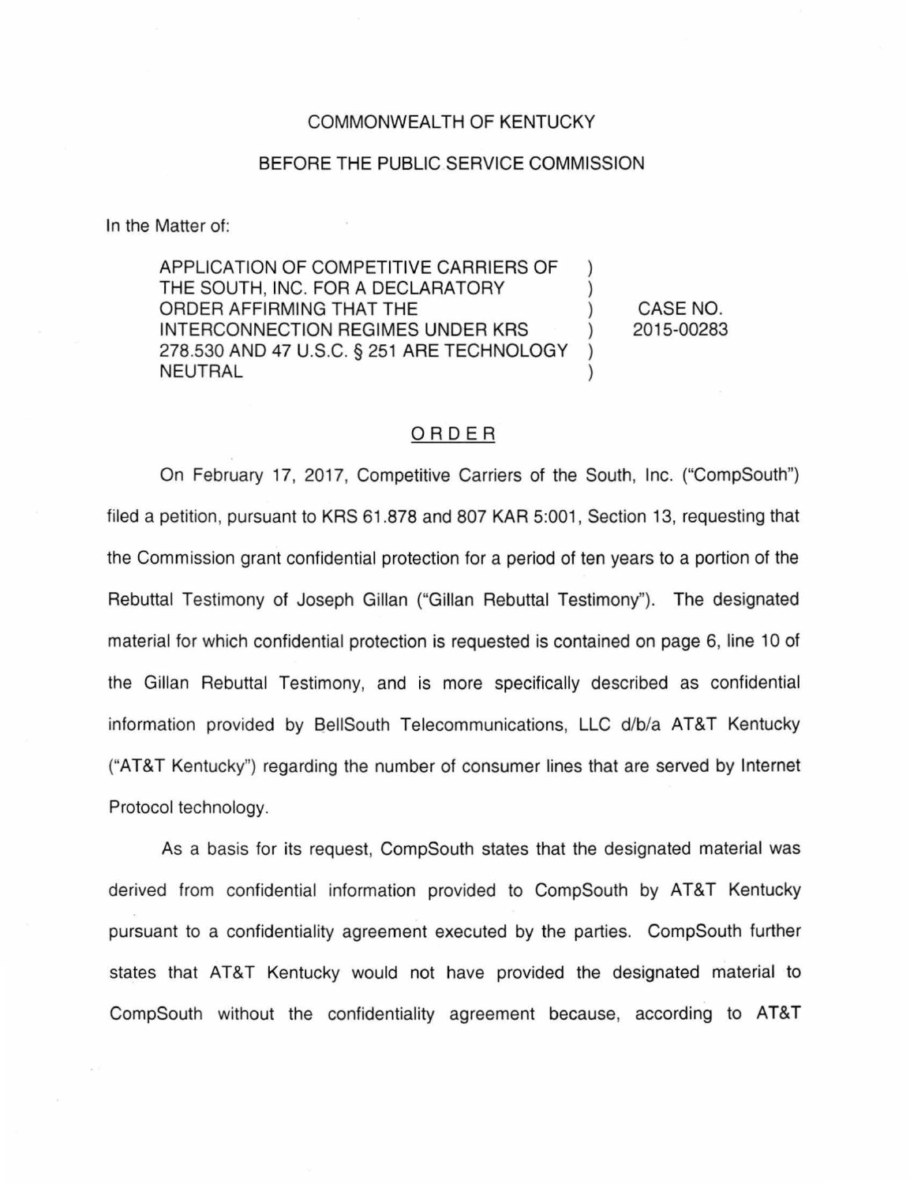COMMONWEALTH OF KENTUCKY

BEFORE THE PUBLIC SERVICE COMMISSION

In the Matter of:

| | | |
|---|---|---|
| APPLICATION OF COMPETITIVE CARRIERS OF THE SOUTH, INC. FOR A DECLARATORY ORDER AFFIRMING THAT THE INTERCONNECTION REGIMES UNDER KRS 278.530 AND 47 U.S.C. § 251 ARE TECHNOLOGY NEUTRAL | ) | CASE NO. 2015-00283 |

## ORDER

On February 17, 2017, Competitive Carriers of the South, Inc. ("CompSouth") filed a petition, pursuant to KRS 61.878 and 807 KAR 5:001, Section 13, requesting that the Commission grant confidential protection for a period of ten years to a portion of the Rebuttal Testimony of Joseph Gillan ("Gillan Rebuttal Testimony"). The designated material for which confidential protection is requested is contained on page 6, line 10 of the Gillan Rebuttal Testimony, and is more specifically described as confidential information provided by BellSouth Telecommunications, LLC d/b/a AT&T Kentucky ("AT&T Kentucky") regarding the number of consumer lines that are served by Internet Protocol technology.

As a basis for its request, CompSouth states that the designated material was derived from confidential information provided to CompSouth by AT&T Kentucky pursuant to a confidentiality agreement executed by the parties. CompSouth further states that AT&T Kentucky would not have provided the designated material to CompSouth without the confidentiality agreement because, according to AT&T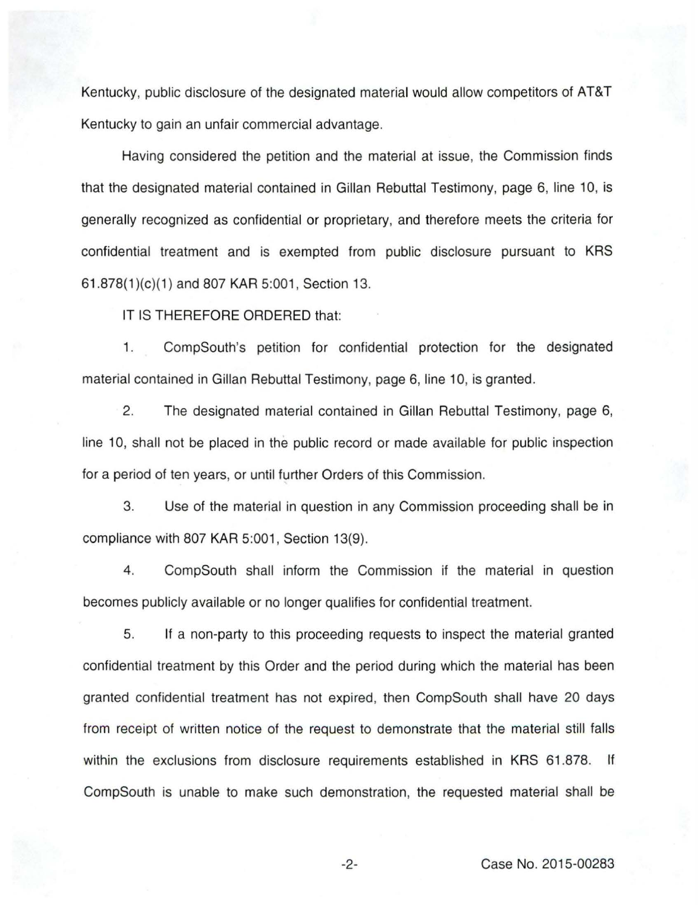Kentucky, public disclosure of the designated material would allow competitors of AT&T Kentucky to gain an unfair commercial advantage.

Having considered the petition and the material at issue, the Commission finds that the designated material contained in Gillan Rebuttal Testimony, page 6, line 10, is generally recognized as confidential or proprietary, and therefore meets the criteria for confidential treatment and is exempted from public disclosure pursuant to KRS 61.878(1)(c)(1) and 807 KAR 5:001, Section 13.

IT IS THEREFORE ORDERED that:

1. CompSouth's petition for confidential protection for the designated material contained in Gillan Rebuttal Testimony, page 6, line 10, is granted.

2. The designated material contained in Gillan Rebuttal Testimony, page 6, line 10, shall not be placed in the public record or made available for public inspection for a period of ten years, or until further Orders of this Commission.

3. Use of the material in question in any Commission proceeding shall be in compliance with 807 KAR 5:001, Section 13(9).

4. CompSouth shall inform the Commission if the material in question becomes publicly available or no longer qualifies for confidential treatment.

5. If a non-party to this proceeding requests to inspect the material granted confidential treatment by this Order and the period during which the material has been granted confidential treatment has not expired, then CompSouth shall have 20 days from receipt of written notice of the request to demonstrate that the material still falls within the exclusions from disclosure requirements established in KRS 61.878. If CompSouth is unable to make such demonstration, the requested material shall be

Case No. 2015-00283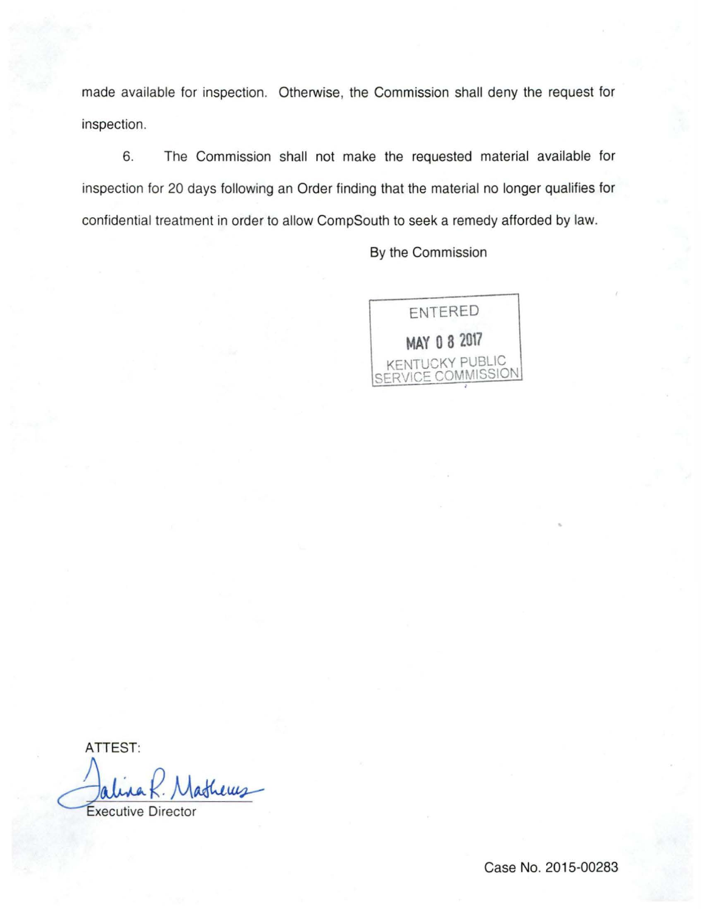made available for inspection. Otherwise, the Commission shall deny the request for inspection.

6. The Commission shall not make the requested material available for inspection for 20 days following an Order finding that the material no longer qualifies for confidential treatment in order to allow CompSouth to seek a remedy afforded by law.

By the Commission

ENTERED
MAY 08 2017
KENTUCKY PUBLIC SERVICE COMMISSION

ATTEST:

Executive Director

Case No. 2015-00283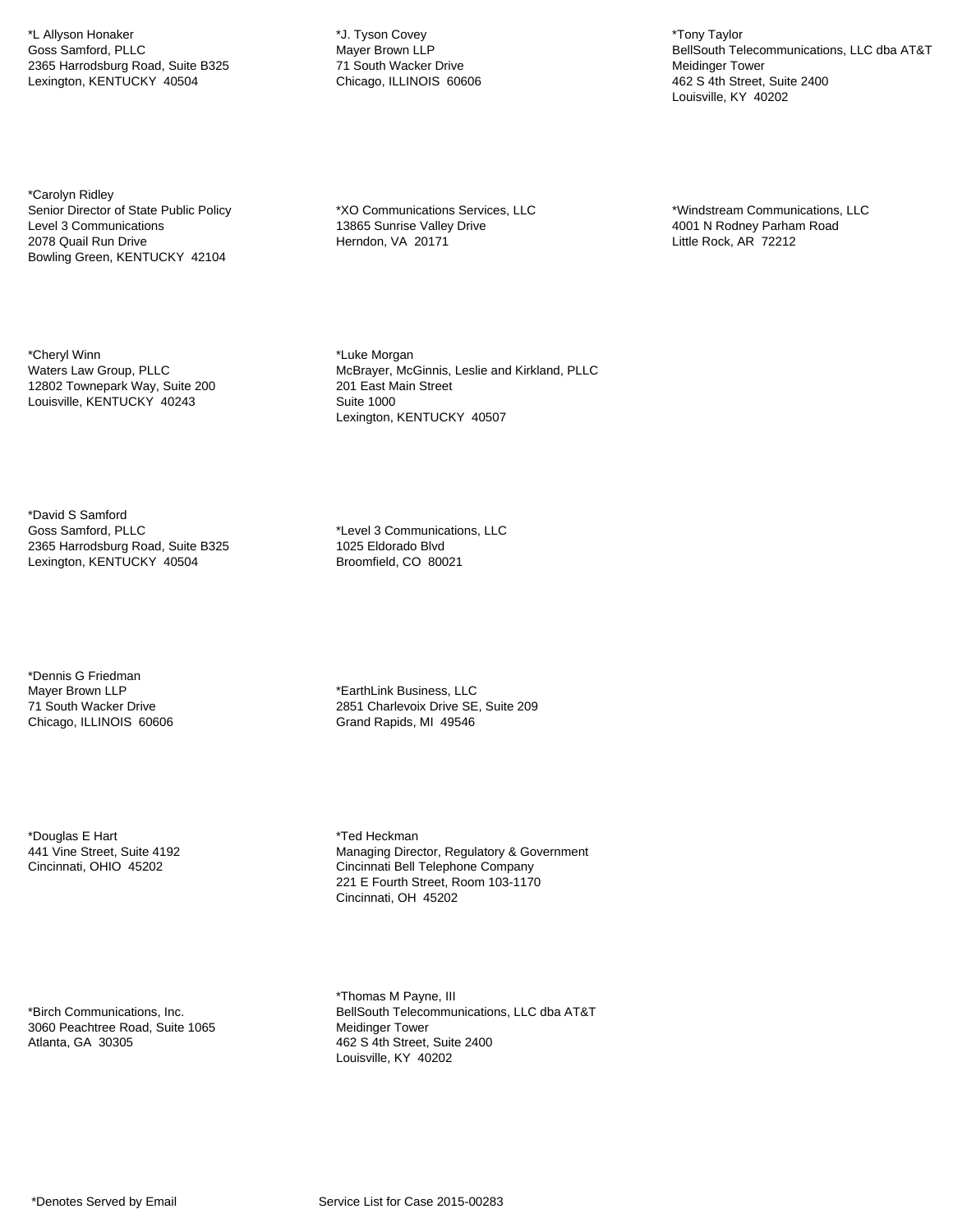*L Allyson Honaker
Goss Samford, PLLC
2365 Harrodsburg Road, Suite B325
Lexington, KENTUCKY 40504

*Carolyn Ridley
Senior Director of State Public Policy
Level 3 Communications
2078 Quail Run Drive
Bowling Green, KENTUCKY 42104

*Cheryl Winn
Waters Law Group, PLLC
12802 Townepark Way, Suite 200
Louisville, KENTUCKY 40243

*David S Samford
Goss Samford, PLLC
2365 Harrodsburg Road, Suite B325
Lexington, KENTUCKY 40504

*Dennis G Friedman
Mayer Brown LLP
71 South Wacker Drive
Chicago, ILLINOIS 60606

*Douglas E Hart
441 Vine Street, Suite 4192
Cincinnati, OHIO 45202

*Birch Communications, Inc.
3060 Peachtree Road, Suite 1065
Atlanta, GA 30305

*J. Tyson Covey
Mayer Brown LLP
71 South Wacker Drive
Chicago, ILLINOIS 60606

*XO Communications Services, LLC
13865 Sunrise Valley Drive
Herndon, VA 20171

*Luke Morgan
McBrayer, McGinnis, Leslie and Kirkland, PLLC
201 East Main Street
Suite 1000
Lexington, KENTUCKY 40507

*Level 3 Communications, LLC
1025 Eldorado Blvd
Broomfield, CO 80021

*EarthLink Business, LLC
2851 Charlevoix Drive SE, Suite 209
Grand Rapids, MI 49546

*Ted Heckman
Managing Director, Regulatory & Government
Cincinnati Bell Telephone Company
221 E Fourth Street, Room 103-1170
Cincinnati, OH 45202

*Thomas M Payne, III
BellSouth Telecommunications, LLC dba AT&T
Meidinger Tower
462 S 4th Street, Suite 2400
Louisville, KY 40202

*Tony Taylor
BellSouth Telecommunications, LLC dba AT&T
Meidinger Tower
462 S 4th Street, Suite 2400
Louisville, KY 40202

*Windstream Communications, LLC
4001 N Rodney Parham Road
Little Rock, AR 72212

*Denotes Served by Email

Service List for Case 2015-00283